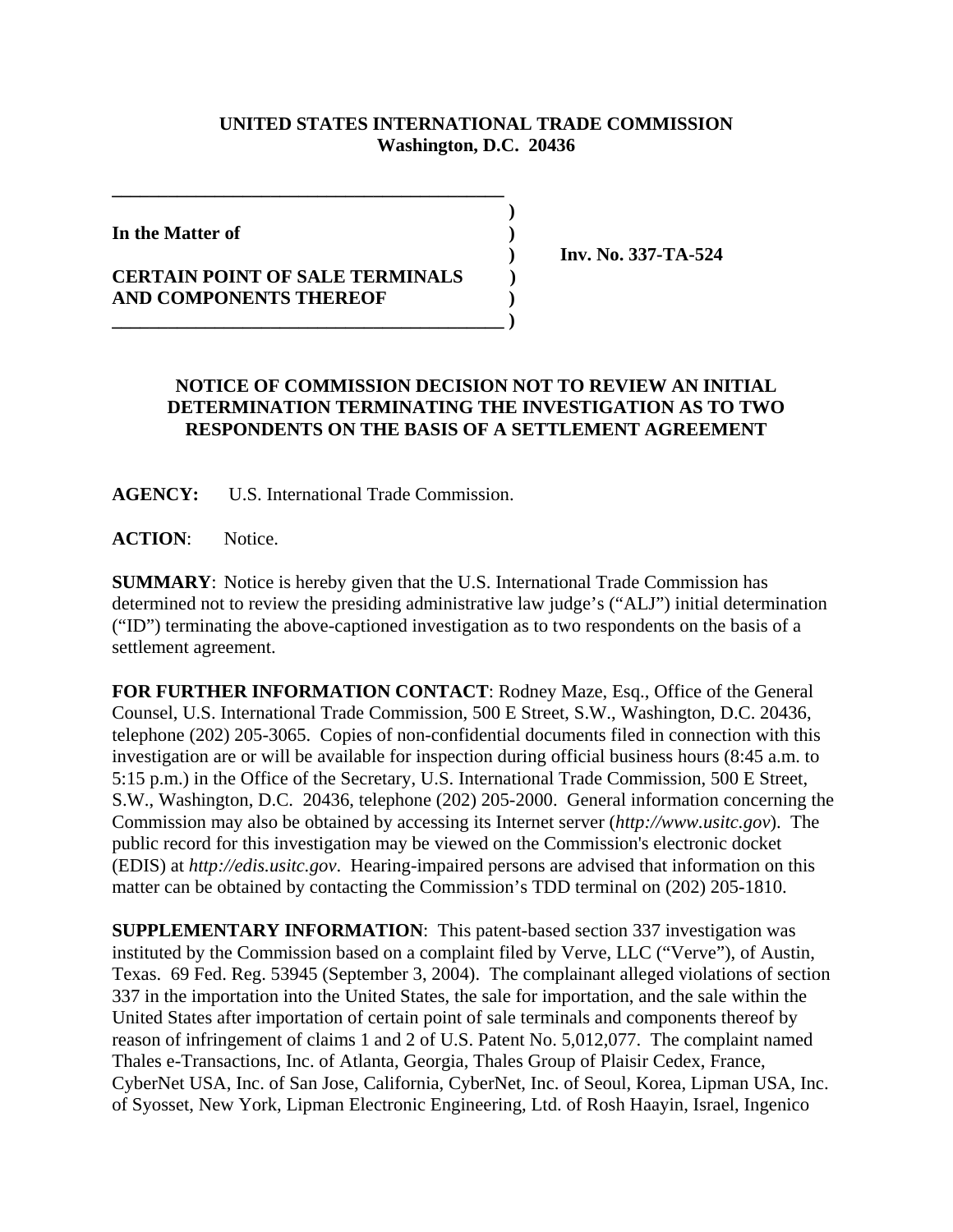**UNITED STATES INTERNATIONAL TRADE COMMISSION**
**Washington, D.C. 20436**

**In the Matter of**

**CERTAIN POINT OF SALE TERMINALS AND COMPONENTS THEREOF**

**Inv. No. 337-TA-524**

**NOTICE OF COMMISSION DECISION NOT TO REVIEW AN INITIAL DETERMINATION TERMINATING THE INVESTIGATION AS TO TWO RESPONDENTS ON THE BASIS OF A SETTLEMENT AGREEMENT**

**AGENCY:** U.S. International Trade Commission.

**ACTION**: Notice.

**SUMMARY**: Notice is hereby given that the U.S. International Trade Commission has determined not to review the presiding administrative law judge's ("ALJ") initial determination ("ID") terminating the above-captioned investigation as to two respondents on the basis of a settlement agreement.

**FOR FURTHER INFORMATION CONTACT**: Rodney Maze, Esq., Office of the General Counsel, U.S. International Trade Commission, 500 E Street, S.W., Washington, D.C. 20436, telephone (202) 205-3065. Copies of non-confidential documents filed in connection with this investigation are or will be available for inspection during official business hours (8:45 a.m. to 5:15 p.m.) in the Office of the Secretary, U.S. International Trade Commission, 500 E Street, S.W., Washington, D.C. 20436, telephone (202) 205-2000. General information concerning the Commission may also be obtained by accessing its Internet server (*http://www.usitc.gov*). The public record for this investigation may be viewed on the Commission's electronic docket (EDIS) at *http://edis.usitc.gov*. Hearing-impaired persons are advised that information on this matter can be obtained by contacting the Commission's TDD terminal on (202) 205-1810.

**SUPPLEMENTARY INFORMATION**: This patent-based section 337 investigation was instituted by the Commission based on a complaint filed by Verve, LLC ("Verve"), of Austin, Texas. 69 Fed. Reg. 53945 (September 3, 2004). The complainant alleged violations of section 337 in the importation into the United States, the sale for importation, and the sale within the United States after importation of certain point of sale terminals and components thereof by reason of infringement of claims 1 and 2 of U.S. Patent No. 5,012,077. The complaint named Thales e-Transactions, Inc. of Atlanta, Georgia, Thales Group of Plaisir Cedex, France, CyberNet USA, Inc. of San Jose, California, CyberNet, Inc. of Seoul, Korea, Lipman USA, Inc. of Syosset, New York, Lipman Electronic Engineering, Ltd. of Rosh Haayin, Israel, Ingenico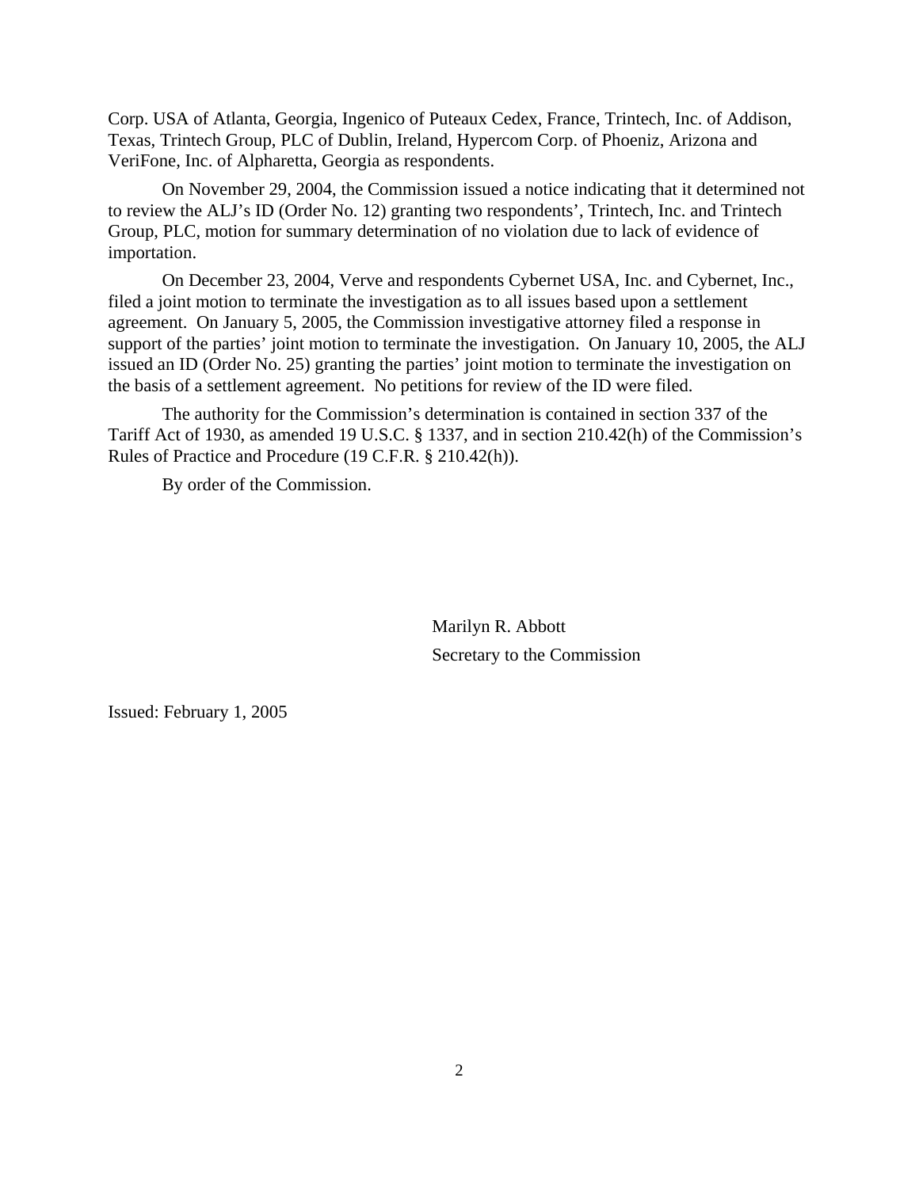Corp. USA of Atlanta, Georgia, Ingenico of Puteaux Cedex, France, Trintech, Inc. of Addison, Texas, Trintech Group, PLC of Dublin, Ireland, Hypercom Corp. of Phoeniz, Arizona and VeriFone, Inc. of Alpharetta, Georgia as respondents.

On November 29, 2004, the Commission issued a notice indicating that it determined not to review the ALJ's ID (Order No. 12) granting two respondents', Trintech, Inc. and Trintech Group, PLC, motion for summary determination of no violation due to lack of evidence of importation.

On December 23, 2004, Verve and respondents Cybernet USA, Inc. and Cybernet, Inc., filed a joint motion to terminate the investigation as to all issues based upon a settlement agreement. On January 5, 2005, the Commission investigative attorney filed a response in support of the parties' joint motion to terminate the investigation. On January 10, 2005, the ALJ issued an ID (Order No. 25) granting the parties' joint motion to terminate the investigation on the basis of a settlement agreement. No petitions for review of the ID were filed.

The authority for the Commission's determination is contained in section 337 of the Tariff Act of 1930, as amended 19 U.S.C. § 1337, and in section 210.42(h) of the Commission's Rules of Practice and Procedure (19 C.F.R. § 210.42(h)).

By order of the Commission.

Marilyn R. Abbott
Secretary to the Commission

Issued: February 1, 2005